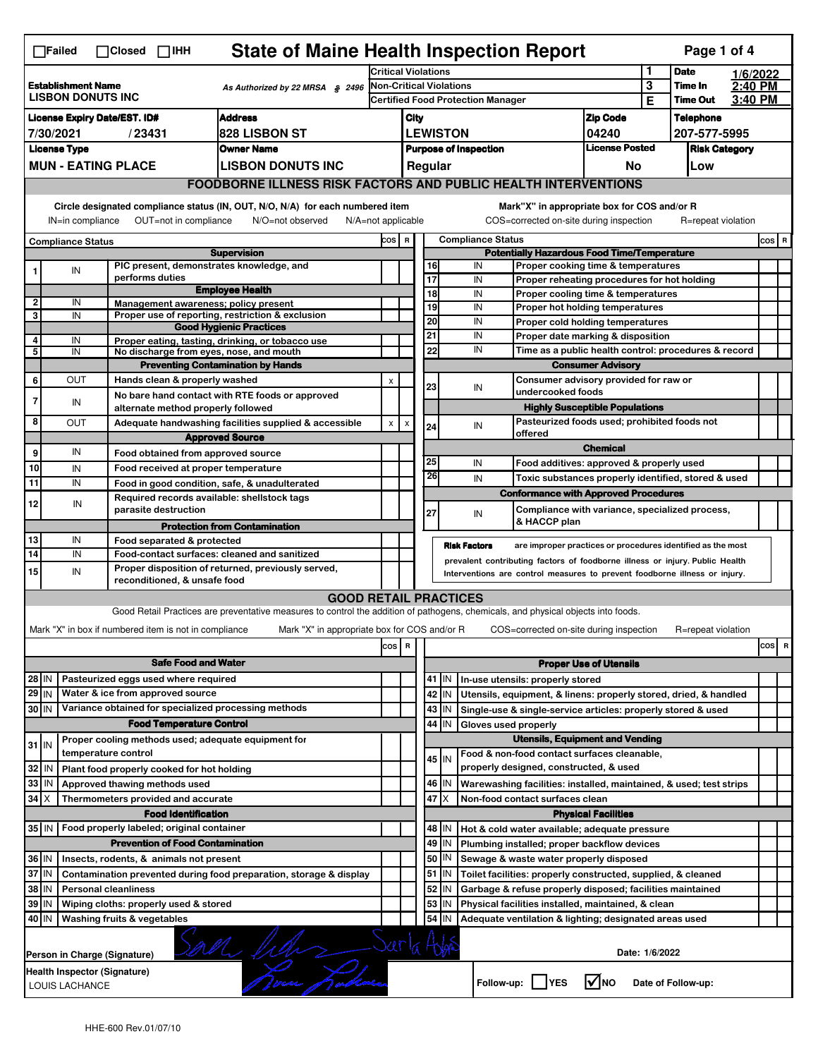☐Failed ☐Closed ☐IHH

# State of Maine Health Inspection Report

| Establishment Name | As Authorized by 22 MRSA § 2496 | Critical Violations | 1 | Date | 1/6/2022 |
|---|---|---|---|---|---|
| LISBON DONUTS INC | | Non-Critical Violations | 3 | Time In | 2:40 PM |
| | | Certified Food Protection Manager | E | Time Out | 3:40 PM |

| License Expiry Date/EST. ID# | Address | City | Zip Code | Telephone |
|---|---|---|---|---|
| 7/30/2021 / 23431 | 828 LISBON ST | LEWISTON | 04240 | 207-577-5995 |

| License Type | Owner Name | Purpose of Inspection | License Posted | Risk Category |
|---|---|---|---|---|
| MUN - EATING PLACE | LISBON DONUTS INC | Regular | No | Low |

## FOODBORNE ILLNESS RISK FACTORS AND PUBLIC HEALTH INTERVENTIONS

Circle designated compliance status (IN, OUT, N/O, N/A) for each numbered item. IN=in compliance OUT=not in compliance N/O=not observed N/A=not applicable

Mark "X" in appropriate box for COS and/or R. COS=corrected on-site during inspection R=repeat violation

| # | Compliance Status | Item | COS | R |
|---|---|---|---|---|
| | | **Supervision** | | |
| 1 | IN | PIC present, demonstrates knowledge, and performs duties | | |
| | | **Employee Health** | | |
| 2 | IN | Management awareness; policy present | | |
| 3 | IN | Proper use of reporting, restriction & exclusion | | |
| | | **Good Hygienic Practices** | | |
| 4 | IN | Proper eating, tasting, drinking, or tobacco use | | |
| 5 | IN | No discharge from eyes, nose, and mouth | | |
| | | **Preventing Contamination by Hands** | | |
| 6 | OUT | Hands clean & properly washed | x | |
| 7 | IN | No bare hand contact with RTE foods or approved alternate method properly followed | | |
| 8 | OUT | Adequate handwashing facilities supplied & accessible | x | x |
| | | **Approved Source** | | |
| 9 | IN | Food obtained from approved source | | |
| 10 | IN | Food received at proper temperature | | |
| 11 | IN | Food in good condition, safe, & unadulterated | | |
| 12 | IN | Required records available: shellstock tags parasite destruction | | |
| | | **Protection from Contamination** | | |
| 13 | IN | Food separated & protected | | |
| 14 | IN | Food-contact surfaces: cleaned and sanitized | | |
| 15 | IN | Proper disposition of returned, previously served, reconditioned, & unsafe food | | |
| | | **Potentially Hazardous Food Time/Temperature** | | |
| 16 | IN | Proper cooking time & temperatures | | |
| 17 | IN | Proper reheating procedures for hot holding | | |
| 18 | IN | Proper cooling time & temperatures | | |
| 19 | IN | Proper hot holding temperatures | | |
| 20 | IN | Proper cold holding temperatures | | |
| 21 | IN | Proper date marking & disposition | | |
| 22 | IN | Time as a public health control: procedures & record | | |
| | | **Consumer Advisory** | | |
| 23 | IN | Consumer advisory provided for raw or undercooked foods | | |
| | | **Highly Susceptible Populations** | | |
| 24 | IN | Pasteurized foods used; prohibited foods not offered | | |
| | | **Chemical** | | |
| 25 | IN | Food additives: approved & properly used | | |
| 26 | IN | Toxic substances properly identified, stored & used | | |
| | | **Conformance with Approved Procedures** | | |
| 27 | IN | Compliance with variance, specialized process, & HACCP plan | | |

**Risk Factors** are improper practices or procedures identified as the most prevalent contributing factors of foodborne illness or injury. Public Health Interventions are control measures to prevent foodborne illness or injury.

## GOOD RETAIL PRACTICES

Good Retail Practices are preventative measures to control the addition of pathogens, chemicals, and physical objects into foods.

Mark "X" in box if numbered item is not in compliance. Mark "X" in appropriate box for COS and/or R. COS=corrected on-site during inspection R=repeat violation

| # | Status | Item | COS | R |
|---|---|---|---|---|
| | | **Safe Food and Water** | | |
| 28 | IN | Pasteurized eggs used where required | | |
| 29 | IN | Water & ice from approved source | | |
| 30 | IN | Variance obtained for specialized processing methods | | |
| | | **Food Temperature Control** | | |
| 31 | IN | Proper cooling methods used; adequate equipment for temperature control | | |
| 32 | IN | Plant food properly cooked for hot holding | | |
| 33 | IN | Approved thawing methods used | | |
| 34 | X | Thermometers provided and accurate | | |
| | | **Food Identification** | | |
| 35 | IN | Food properly labeled; original container | | |
| | | **Prevention of Food Contamination** | | |
| 36 | IN | Insects, rodents, & animals not present | | |
| 37 | IN | Contamination prevented during food preparation, storage & display | | |
| 38 | IN | Personal cleanliness | | |
| 39 | IN | Wiping cloths: properly used & stored | | |
| 40 | IN | Washing fruits & vegetables | | |
| | | **Proper Use of Utensils** | | |
| 41 | IN | In-use utensils: properly stored | | |
| 42 | IN | Utensils, equipment, & linens: properly stored, dried, & handled | | |
| 43 | IN | Single-use & single-service articles: properly stored & used | | |
| 44 | IN | Gloves used properly | | |
| | | **Utensils, Equipment and Vending** | | |
| 45 | IN | Food & non-food contact surfaces cleanable, properly designed, constructed, & used | | |
| 46 | IN | Warewashing facilities: installed, maintained, & used; test strips | | |
| 47 | X | Non-food contact surfaces clean | | |
| | | **Physical Facilities** | | |
| 48 | IN | Hot & cold water available; adequate pressure | | |
| 49 | IN | Plumbing installed; proper backflow devices | | |
| 50 | IN | Sewage & waste water properly disposed | | |
| 51 | IN | Toilet facilities: properly constructed, supplied, & cleaned | | |
| 52 | IN | Garbage & refuse properly disposed; facilities maintained | | |
| 53 | IN | Physical facilities installed, maintained, & clean | | |
| 54 | IN | Adequate ventilation & lighting; designated areas used | | |

Person in Charge (Signature): [signature] Sarla Adas

Date: 1/6/2022

Health Inspector (Signature): LOUIS LACHANCE [signature]

Follow-up: ☐ YES ☑ NO Date of Follow-up:

HHE-600 Rev.01/07/10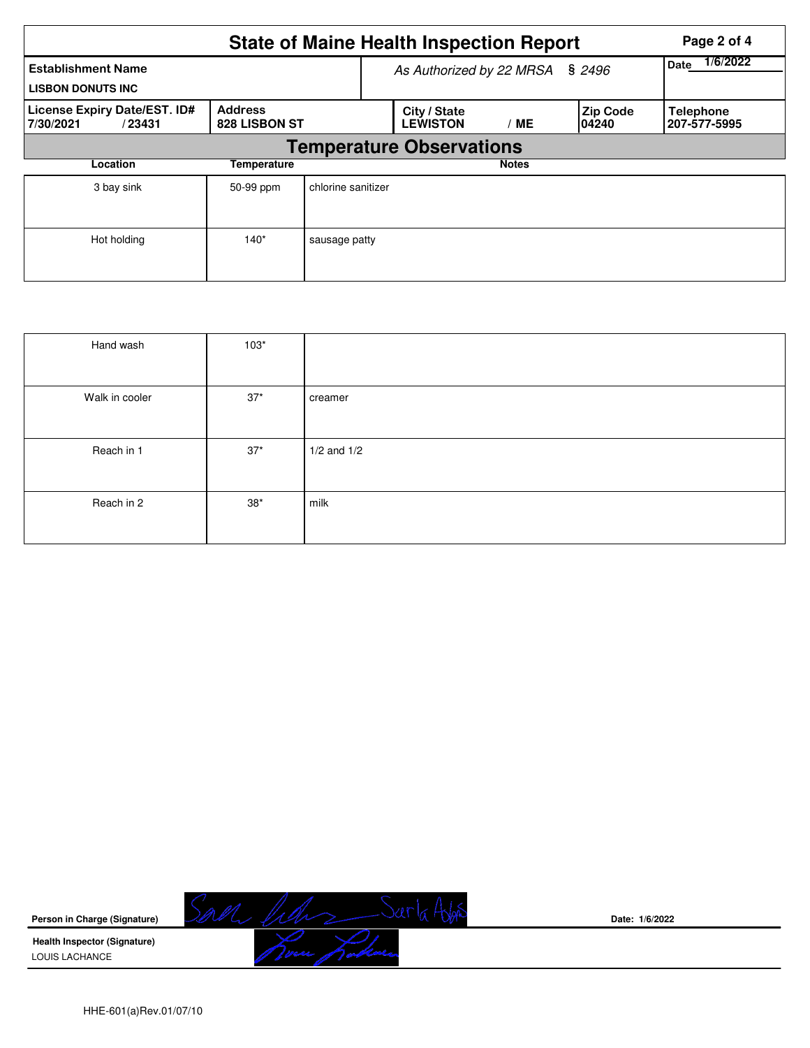# State of Maine Health Inspection Report

| Establishment Name | As Authorized by 22 MRSA § 2496 | | | Date 1/6/2022 |
|---|---|---|---|---|
| LISBON DONUTS INC | | | | |
| **License Expiry Date/EST. ID#** | **Address** | **City / State** | **Zip Code** | **Telephone** |
| 7/30/2021 / 23431 | 828 LISBON ST | LEWISTON / ME | 04240 | 207-577-5995 |

## Temperature Observations

| Location | Temperature | Notes |
|---|---|---|
| 3 bay sink | 50-99 ppm | chlorine sanitizer |
| Hot holding | 140* | sausage patty |
| Hand wash | 103* | |
| Walk in cooler | 37* | creamer |
| Reach in 1 | 37* | 1/2 and 1/2 |
| Reach in 2 | 38* | milk |

**Person in Charge (Signature)**

Date: 1/6/2022

**Health Inspector (Signature)**

LOUIS LACHANCE

HHE-601(a)Rev.01/07/10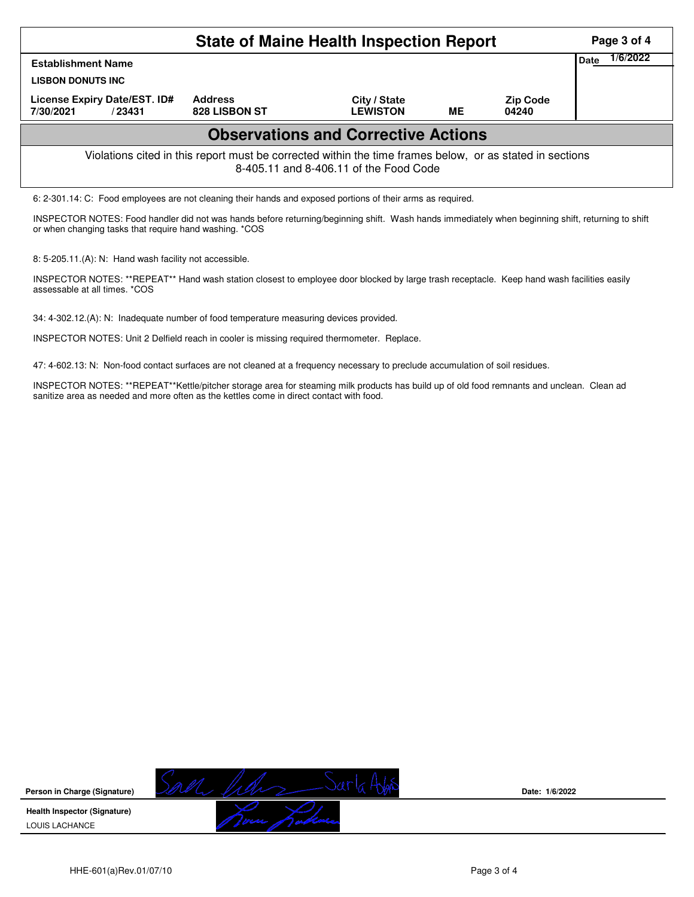# State of Maine Health Inspection Report

| Establishment Name | | | | | Date 1/6/2022 |
|---|---|---|---|---|---|
| LISBON DONUTS INC | | | | | |
| License Expiry Date/EST. ID# | | Address | City / State | | Zip Code |
| 7/30/2021 | / 23431 | 828 LISBON ST | LEWISTON | ME | 04240 |

## Observations and Corrective Actions

Violations cited in this report must be corrected within the time frames below, or as stated in sections 8-405.11 and 8-406.11 of the Food Code

6: 2-301.14: C: Food employees are not cleaning their hands and exposed portions of their arms as required.

INSPECTOR NOTES: Food handler did not was hands before returning/beginning shift. Wash hands immediately when beginning shift, returning to shift or when changing tasks that require hand washing. *COS

8: 5-205.11.(A): N: Hand wash facility not accessible.

INSPECTOR NOTES: **REPEAT** Hand wash station closest to employee door blocked by large trash receptacle. Keep hand wash facilities easily assessable at all times. *COS

34: 4-302.12.(A): N: Inadequate number of food temperature measuring devices provided.

INSPECTOR NOTES: Unit 2 Delfield reach in cooler is missing required thermometer. Replace.

47: 4-602.13: N: Non-food contact surfaces are not cleaned at a frequency necessary to preclude accumulation of soil residues.

INSPECTOR NOTES: **REPEAT**Kettle/pitcher storage area for steaming milk products has build up of old food remnants and unclean. Clean ad sanitize area as needed and more often as the kettles come in direct contact with food.

**Person in Charge (Signature)** Sarla Ados Date: 1/6/2022

**Health Inspector (Signature)**
LOUIS LACHANCE

HHE-601(a)Rev.01/07/10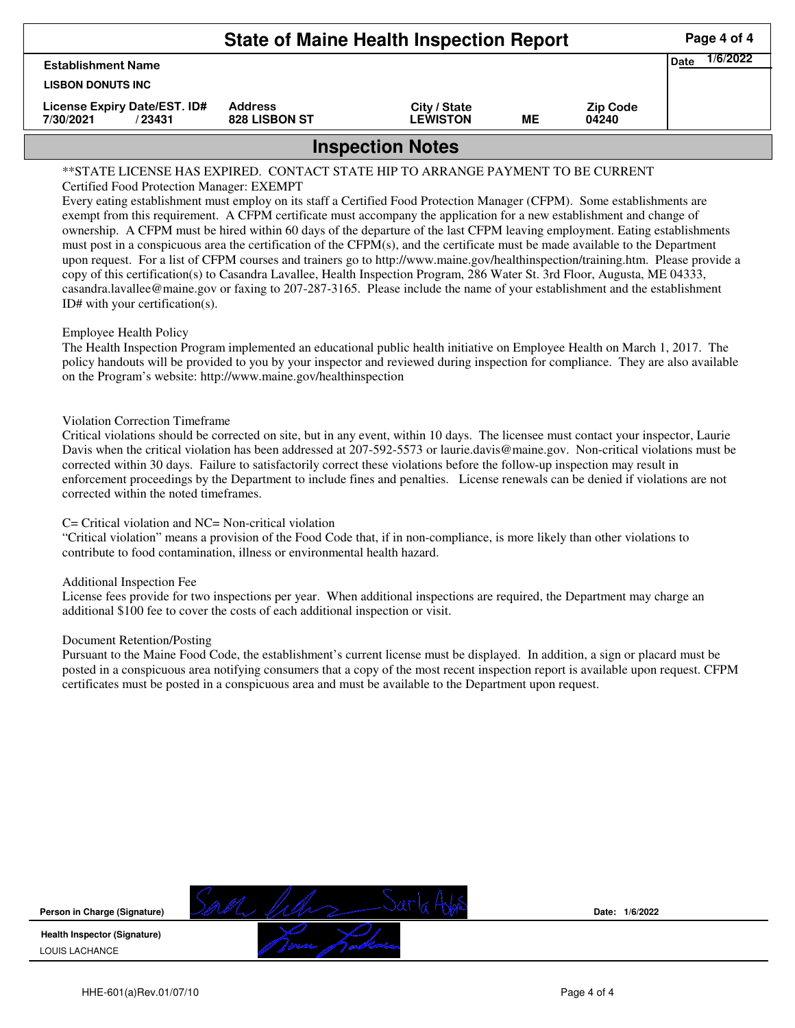# State of Maine Health Inspection Report

| | | | | | |
|---|---|---|---|---|---|
| **Establishment Name** | | | | | **Date** 1/6/2022 |
| **LISBON DONUTS INC** | | | | | |
| **License Expiry Date/EST. ID#** 7/30/2021 / 23431 | **Address** 828 LISBON ST | **City / State** LEWISTON | ME | **Zip Code** 04240 | |

## Inspection Notes

**STATE LICENSE HAS EXPIRED. CONTACT STATE HIP TO ARRANGE PAYMENT TO BE CURRENT

Certified Food Protection Manager: EXEMPT

Every eating establishment must employ on its staff a Certified Food Protection Manager (CFPM). Some establishments are exempt from this requirement. A CFPM certificate must accompany the application for a new establishment and change of ownership. A CFPM must be hired within 60 days of the departure of the last CFPM leaving employment. Eating establishments must post in a conspicuous area the certification of the CFPM(s), and the certificate must be made available to the Department upon request. For a list of CFPM courses and trainers go to http://www.maine.gov/healthinspection/training.htm. Please provide a copy of this certification(s) to Casandra Lavallee, Health Inspection Program, 286 Water St. 3rd Floor, Augusta, ME 04333, casandra.lavallee@maine.gov or faxing to 207-287-3165. Please include the name of your establishment and the establishment ID# with your certification(s).

Employee Health Policy

The Health Inspection Program implemented an educational public health initiative on Employee Health on March 1, 2017. The policy handouts will be provided to you by your inspector and reviewed during inspection for compliance. They are also available on the Program's website: http://www.maine.gov/healthinspection

Violation Correction Timeframe

Critical violations should be corrected on site, but in any event, within 10 days. The licensee must contact your inspector, Laurie Davis when the critical violation has been addressed at 207-592-5573 or laurie.davis@maine.gov. Non-critical violations must be corrected within 30 days. Failure to satisfactorily correct these violations before the follow-up inspection may result in enforcement proceedings by the Department to include fines and penalties. License renewals can be denied if violations are not corrected within the noted timeframes.

C= Critical violation and NC= Non-critical violation

"Critical violation" means a provision of the Food Code that, if in non-compliance, is more likely than other violations to contribute to food contamination, illness or environmental health hazard.

Additional Inspection Fee

License fees provide for two inspections per year. When additional inspections are required, the Department may charge an additional $100 fee to cover the costs of each additional inspection or visit.

Document Retention/Posting

Pursuant to the Maine Food Code, the establishment's current license must be displayed. In addition, a sign or placard must be posted in a conspicuous area notifying consumers that a copy of the most recent inspection report is available upon request. CFPM certificates must be posted in a conspicuous area and must be available to the Department upon request.

**Person in Charge (Signature)** [signature] **Date:** 1/6/2022

**Health Inspector (Signature)** [signature]

LOUIS LACHANCE

HHE-601(a)Rev.01/07/10